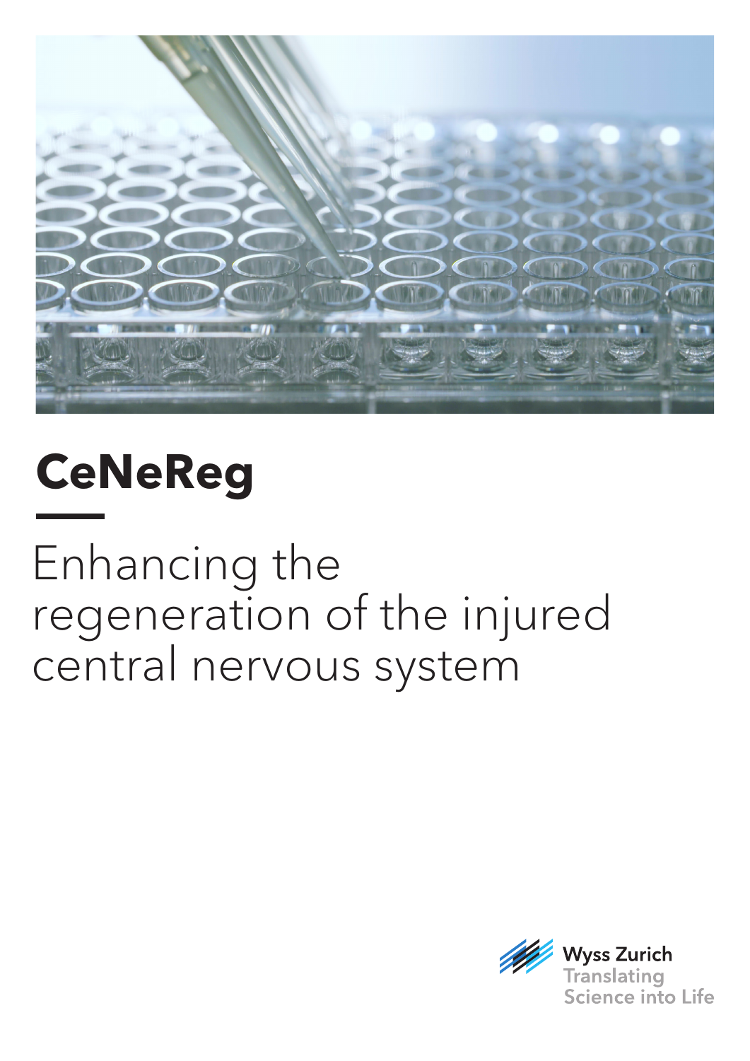# CeNeReg

## Enhancing the regeneration of the injured central nervous system

Wyss Zurich
Translating Science into Life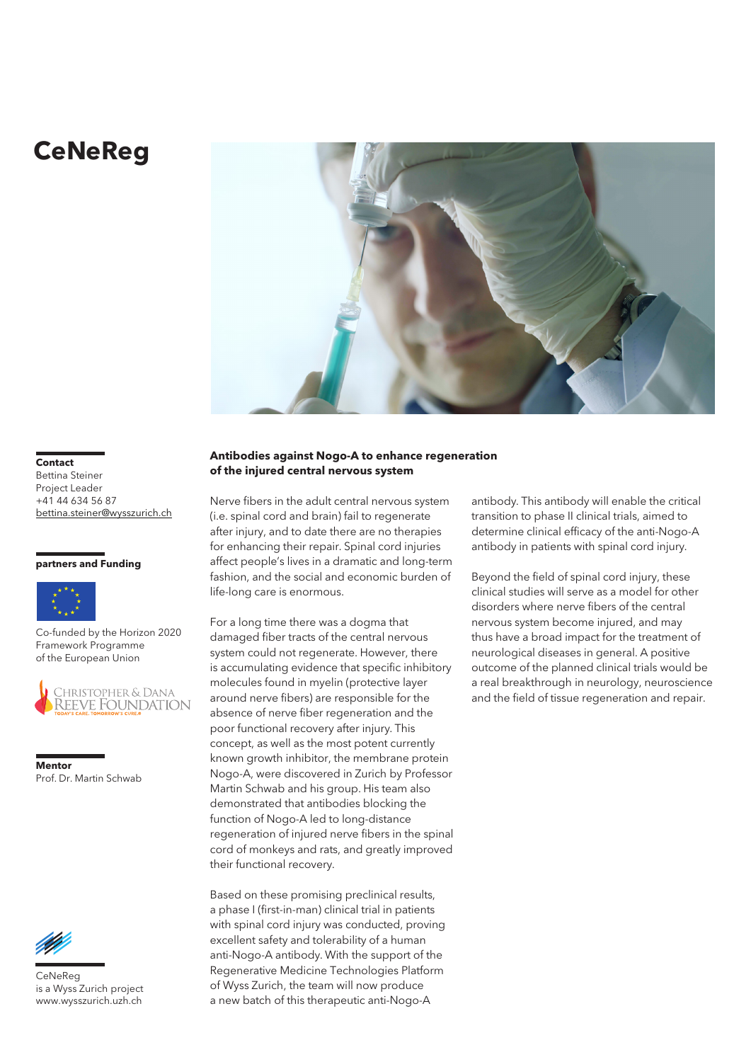# CeNeReg

**Contact**
Bettina Steiner
Project Leader
+41 44 634 56 87
bettina.steiner@wysszurich.ch

**partners and Funding**

Co-funded by the Horizon 2020 Framework Programme of the European Union

CHRISTOPHER & DANA REEVE FOUNDATION

**Mentor**
Prof. Dr. Martin Schwab

CeNeReg
is a Wyss Zurich project
www.wysszurich.uzh.ch

## Antibodies against Nogo-A to enhance regeneration of the injured central nervous system

Nerve fibers in the adult central nervous system (i.e. spinal cord and brain) fail to regenerate after injury, and to date there are no therapies for enhancing their repair. Spinal cord injuries affect people's lives in a dramatic and long-term fashion, and the social and economic burden of life-long care is enormous.

For a long time there was a dogma that damaged fiber tracts of the central nervous system could not regenerate. However, there is accumulating evidence that specific inhibitory molecules found in myelin (protective layer around nerve fibers) are responsible for the absence of nerve fiber regeneration and the poor functional recovery after injury. This concept, as well as the most potent currently known growth inhibitor, the membrane protein Nogo-A, were discovered in Zurich by Professor Martin Schwab and his group. His team also demonstrated that antibodies blocking the function of Nogo-A led to long-distance regeneration of injured nerve fibers in the spinal cord of monkeys and rats, and greatly improved their functional recovery.

Based on these promising preclinical results, a phase I (first-in-man) clinical trial in patients with spinal cord injury was conducted, proving excellent safety and tolerability of a human anti-Nogo-A antibody. With the support of the Regenerative Medicine Technologies Platform of Wyss Zurich, the team will now produce a new batch of this therapeutic anti-Nogo-A antibody. This antibody will enable the critical transition to phase II clinical trials, aimed to determine clinical efficacy of the anti-Nogo-A antibody in patients with spinal cord injury.

Beyond the field of spinal cord injury, these clinical studies will serve as a model for other disorders where nerve fibers of the central nervous system become injured, and may thus have a broad impact for the treatment of neurological diseases in general. A positive outcome of the planned clinical trials would be a real breakthrough in neurology, neuroscience and the field of tissue regeneration and repair.